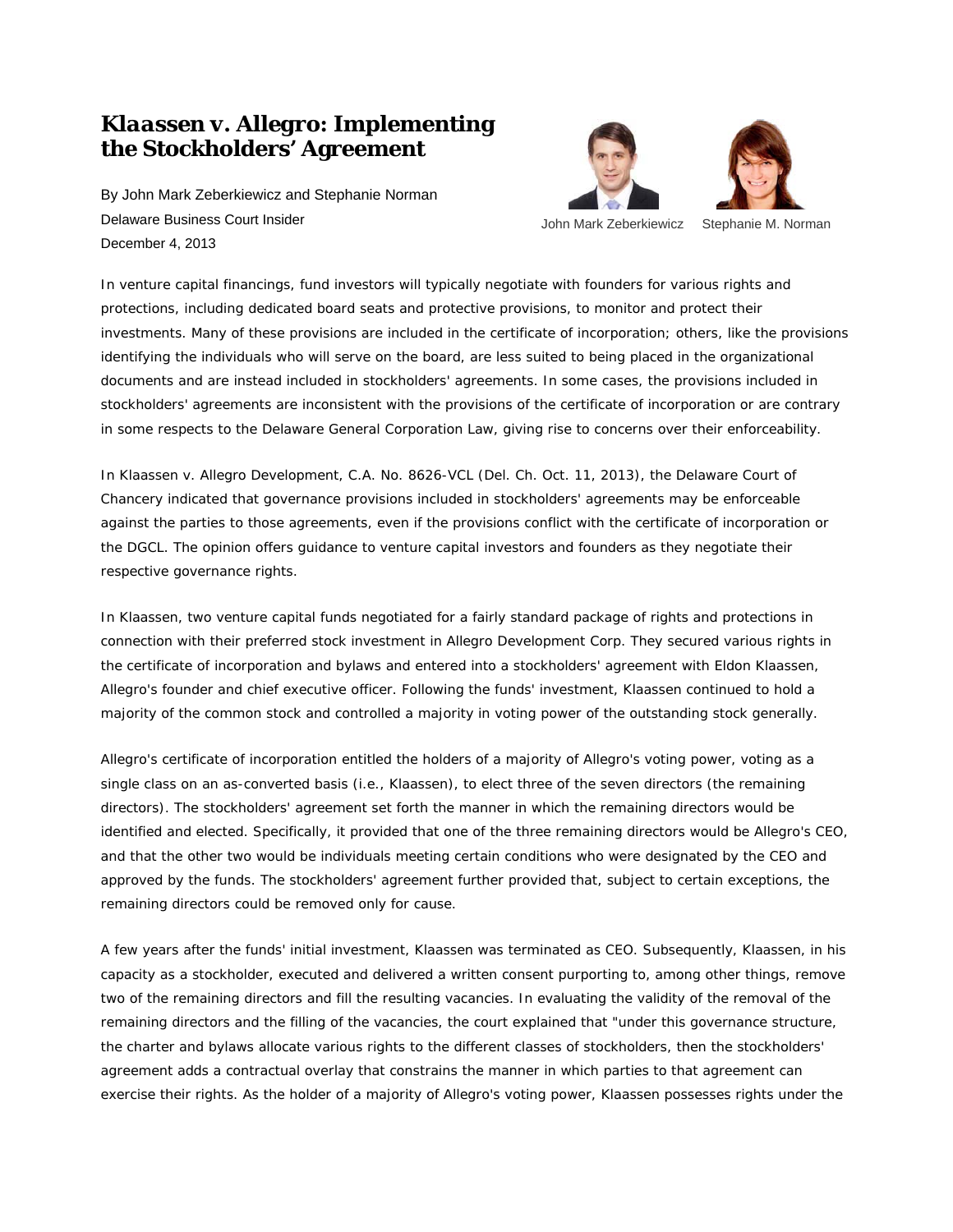# *Klaassen v. Allegro*: Implementing the Stockholders' Agreement

By John Mark Zeberkiewicz and Stephanie Norman

Delaware Business Court Insider

December 4, 2013

John Mark Zeberkiewicz Stephanie M. Norman

In venture capital financings, fund investors will typically negotiate with founders for various rights and protections, including dedicated board seats and protective provisions, to monitor and protect their investments. Many of these provisions are included in the certificate of incorporation; others, like the provisions identifying the individuals who will serve on the board, are less suited to being placed in the organizational documents and are instead included in stockholders' agreements. In some cases, the provisions included in stockholders' agreements are inconsistent with the provisions of the certificate of incorporation or are contrary in some respects to the Delaware General Corporation Law, giving rise to concerns over their enforceability.

In Klaassen v. Allegro Development, C.A. No. 8626-VCL (Del. Ch. Oct. 11, 2013), the Delaware Court of Chancery indicated that governance provisions included in stockholders' agreements may be enforceable against the parties to those agreements, even if the provisions conflict with the certificate of incorporation or the DGCL. The opinion offers guidance to venture capital investors and founders as they negotiate their respective governance rights.

In Klaassen, two venture capital funds negotiated for a fairly standard package of rights and protections in connection with their preferred stock investment in Allegro Development Corp. They secured various rights in the certificate of incorporation and bylaws and entered into a stockholders' agreement with Eldon Klaassen, Allegro's founder and chief executive officer. Following the funds' investment, Klaassen continued to hold a majority of the common stock and controlled a majority in voting power of the outstanding stock generally.

Allegro's certificate of incorporation entitled the holders of a majority of Allegro's voting power, voting as a single class on an as-converted basis (i.e., Klaassen), to elect three of the seven directors (the remaining directors). The stockholders' agreement set forth the manner in which the remaining directors would be identified and elected. Specifically, it provided that one of the three remaining directors would be Allegro's CEO, and that the other two would be individuals meeting certain conditions who were designated by the CEO and approved by the funds. The stockholders' agreement further provided that, subject to certain exceptions, the remaining directors could be removed only for cause.

A few years after the funds' initial investment, Klaassen was terminated as CEO. Subsequently, Klaassen, in his capacity as a stockholder, executed and delivered a written consent purporting to, among other things, remove two of the remaining directors and fill the resulting vacancies. In evaluating the validity of the removal of the remaining directors and the filling of the vacancies, the court explained that "under this governance structure, the charter and bylaws allocate various rights to the different classes of stockholders, then the stockholders' agreement adds a contractual overlay that constrains the manner in which parties to that agreement can exercise their rights. As the holder of a majority of Allegro's voting power, Klaassen possesses rights under the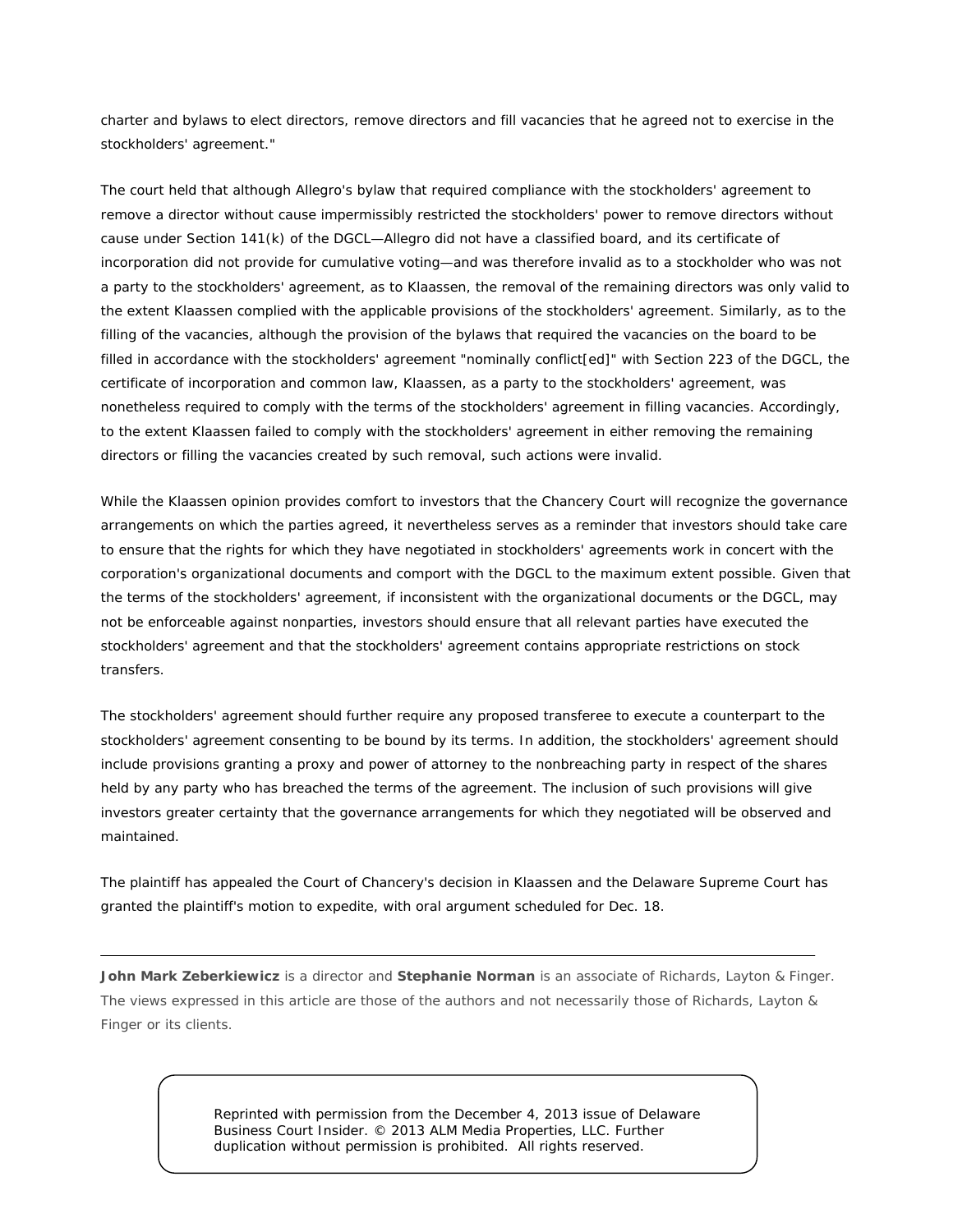charter and bylaws to elect directors, remove directors and fill vacancies that he agreed not to exercise in the stockholders' agreement."

The court held that although Allegro's bylaw that required compliance with the stockholders' agreement to remove a director without cause impermissibly restricted the stockholders' power to remove directors without cause under Section 141(k) of the DGCL—Allegro did not have a classified board, and its certificate of incorporation did not provide for cumulative voting—and was therefore invalid as to a stockholder who was not a party to the stockholders' agreement, as to Klaassen, the removal of the remaining directors was only valid to the extent Klaassen complied with the applicable provisions of the stockholders' agreement. Similarly, as to the filling of the vacancies, although the provision of the bylaws that required the vacancies on the board to be filled in accordance with the stockholders' agreement "nominally conflict[ed]" with Section 223 of the DGCL, the certificate of incorporation and common law, Klaassen, as a party to the stockholders' agreement, was nonetheless required to comply with the terms of the stockholders' agreement in filling vacancies. Accordingly, to the extent Klaassen failed to comply with the stockholders' agreement in either removing the remaining directors or filling the vacancies created by such removal, such actions were invalid.

While the Klaassen opinion provides comfort to investors that the Chancery Court will recognize the governance arrangements on which the parties agreed, it nevertheless serves as a reminder that investors should take care to ensure that the rights for which they have negotiated in stockholders' agreements work in concert with the corporation's organizational documents and comport with the DGCL to the maximum extent possible. Given that the terms of the stockholders' agreement, if inconsistent with the organizational documents or the DGCL, may not be enforceable against nonparties, investors should ensure that all relevant parties have executed the stockholders' agreement and that the stockholders' agreement contains appropriate restrictions on stock transfers.

The stockholders' agreement should further require any proposed transferee to execute a counterpart to the stockholders' agreement consenting to be bound by its terms. In addition, the stockholders' agreement should include provisions granting a proxy and power of attorney to the nonbreaching party in respect of the shares held by any party who has breached the terms of the agreement. The inclusion of such provisions will give investors greater certainty that the governance arrangements for which they negotiated will be observed and maintained.

The plaintiff has appealed the Court of Chancery's decision in Klaassen and the Delaware Supreme Court has granted the plaintiff's motion to expedite, with oral argument scheduled for Dec. 18.

---

**John Mark Zeberkiewicz** is a director and **Stephanie Norman** is an associate of Richards, Layton & Finger. The views expressed in this article are those of the authors and not necessarily those of Richards, Layton & Finger or its clients.

Reprinted with permission from the December 4, 2013 issue of Delaware Business Court Insider. © 2013 ALM Media Properties, LLC. Further duplication without permission is prohibited. All rights reserved.